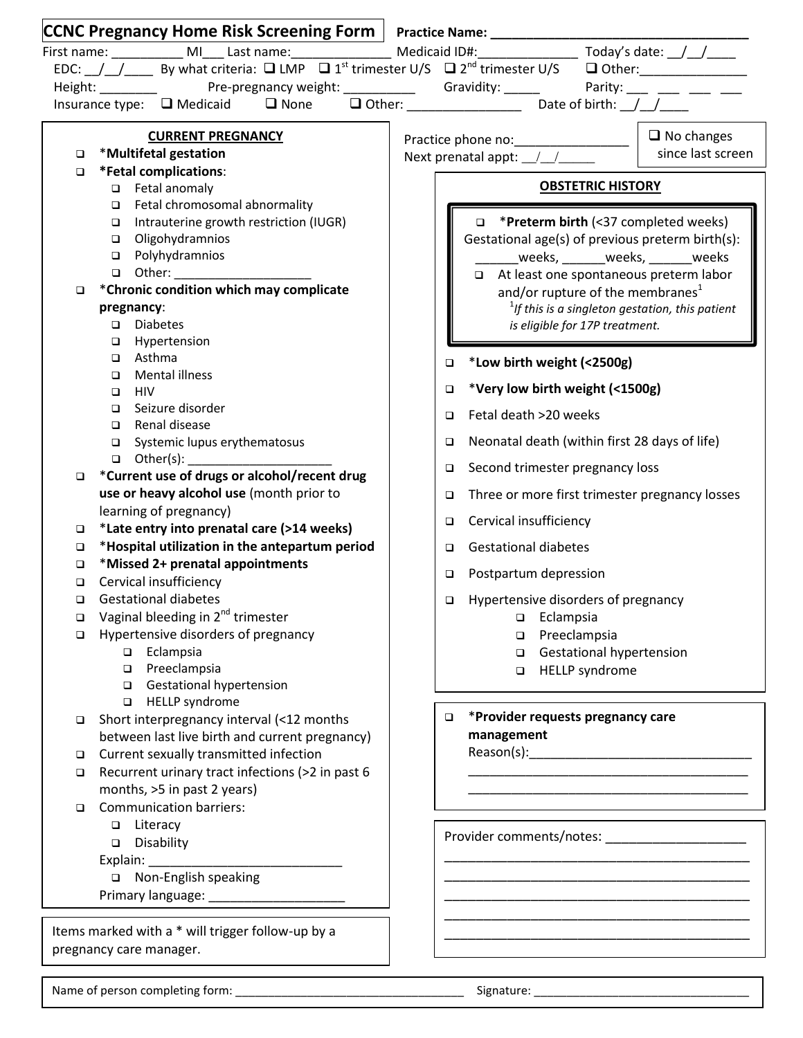# CCNC Pregnancy Home Risk Screening Form

**Practice Name:** ___________________________________

First name: __________ MI___ Last name:______________ Medicaid ID#:______________ Today's date: __/__/____

EDC: __/__/____ By what criteria: ❑ LMP ❑ 1st trimester U/S ❑ 2nd trimester U/S ❑ Other:_______________

Height: ________ Pre-pregnancy weight: __________ Gravidity: _____ Parity: ___ ___ ___ ___

Insurance type: ❑ Medicaid ❑ None ❑ Other: ________________ Date of birth: __/__/____

## CURRENT PREGNANCY

- ❑ ***Multifetal gestation**
- ❑ ***Fetal complications**:
  - ❑ Fetal anomaly
  - ❑ Fetal chromosomal abnormality
  - ❑ Intrauterine growth restriction (IUGR)
  - ❑ Oligohydramnios
  - ❑ Polyhydramnios
  - ❑ Other: ____________________
- ❑ ***Chronic condition which may complicate pregnancy**:
  - ❑ Diabetes
  - ❑ Hypertension
  - ❑ Asthma
  - ❑ Mental illness
  - ❑ HIV
  - ❑ Seizure disorder
  - ❑ Renal disease
  - ❑ Systemic lupus erythematosus
  - ❑ Other(s): _____________________
- ❑ ***Current use of drugs or alcohol/recent drug use or heavy alcohol use** (month prior to learning of pregnancy)
- ❑ ***Late entry into prenatal care (>14 weeks)**
- ❑ ***Hospital utilization in the antepartum period**
- ❑ ***Missed 2+ prenatal appointments**
- ❑ Cervical insufficiency
- ❑ Gestational diabetes
- ❑ Vaginal bleeding in 2nd trimester
- ❑ Hypertensive disorders of pregnancy
  - ❑ Eclampsia
  - ❑ Preeclampsia
  - ❑ Gestational hypertension
  - ❑ HELLP syndrome
- ❑ Short interpregnancy interval (<12 months between last live birth and current pregnancy)
- ❑ Current sexually transmitted infection
- ❑ Recurrent urinary tract infections (>2 in past 6 months, >5 in past 2 years)
- ❑ Communication barriers:
  - ❑ Literacy
  - ❑ Disability

  Explain: ____________________________
  - ❑ Non-English speaking

  Primary language: ___________________

Items marked with a * will trigger follow-up by a pregnancy care manager.

Practice phone no:________________

Next prenatal appt: __/__/_____

❑ No changes since last screen

## OBSTETRIC HISTORY

- ❑ ***Preterm birth** (<37 completed weeks)

  Gestational age(s) of previous preterm birth(s): ______weeks, ______weeks, ______weeks
  - ❑ At least one spontaneous preterm labor and/or rupture of the membranes[1]

  [1] *If this is a singleton gestation, this patient is eligible for 17P treatment.*
- ❑ ***Low birth weight (<2500g)**
- ❑ ***Very low birth weight (<1500g)**
- ❑ Fetal death >20 weeks
- ❑ Neonatal death (within first 28 days of life)
- ❑ Second trimester pregnancy loss
- ❑ Three or more first trimester pregnancy losses
- ❑ Cervical insufficiency
- ❑ Gestational diabetes
- ❑ Postpartum depression
- ❑ Hypertensive disorders of pregnancy
  - ❑ Eclampsia
  - ❑ Preeclampsia
  - ❑ Gestational hypertension
  - ❑ HELLP syndrome

❑ ***Provider requests pregnancy care management**

Reason(s):_______________________________

_________________________________________

_________________________________________

Provider comments/notes: ___________________

_________________________________________

_________________________________________

_________________________________________

_________________________________________

_________________________________________

Name of person completing form: ___________________________________ Signature: _________________________________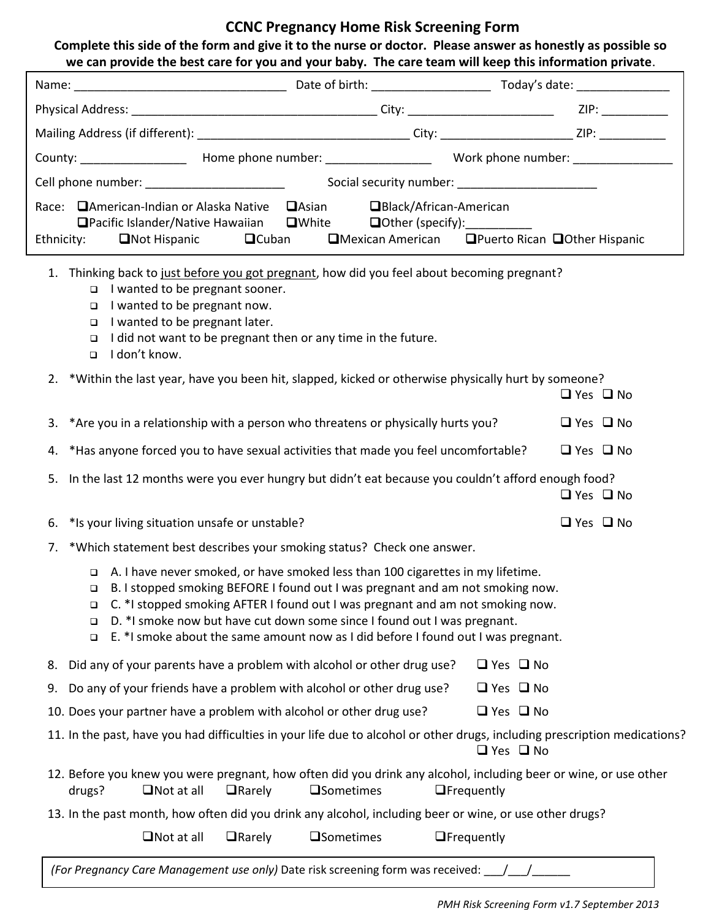# CCNC Pregnancy Home Risk Screening Form

**Complete this side of the form and give it to the nurse or doctor. Please answer as honestly as possible so we can provide the best care for you and your baby. The care team will keep this information private.**

Name: ________________________________ Date of birth: _________________ Today's date: ______________

Physical Address: ______________________________________ City: ______________________ ZIP: __________

Mailing Address (if different): ________________________________ City: ____________________ ZIP: __________

County: ________________ Home phone number: ________________ Work phone number: _______________

Cell phone number: _____________________ Social security number: _____________________

Race: ❑American-Indian or Alaska Native ❑Asian ❑Black/African-American ❑Pacific Islander/Native Hawaiian ❑White ❑Other (specify):__________

Ethnicity: ❑Not Hispanic ❑Cuban ❑Mexican American ❑Puerto Rican ❑Other Hispanic

1. Thinking back to just before you got pregnant, how did you feel about becoming pregnant?
   - ❑ I wanted to be pregnant sooner.
   - ❑ I wanted to be pregnant now.
   - ❑ I wanted to be pregnant later.
   - ❑ I did not want to be pregnant then or any time in the future.
   - ❑ I don't know.
2. *Within the last year, have you been hit, slapped, kicked or otherwise physically hurt by someone? ❑ Yes ❑ No
3. *Are you in a relationship with a person who threatens or physically hurts you? ❑ Yes ❑ No
4. *Has anyone forced you to have sexual activities that made you feel uncomfortable? ❑ Yes ❑ No
5. In the last 12 months were you ever hungry but didn't eat because you couldn't afford enough food? ❑ Yes ❑ No
6. *Is your living situation unsafe or unstable? ❑ Yes ❑ No
7. *Which statement best describes your smoking status? Check one answer.
   - ❑ A. I have never smoked, or have smoked less than 100 cigarettes in my lifetime.
   - ❑ B. I stopped smoking BEFORE I found out I was pregnant and am not smoking now.
   - ❑ C. *I stopped smoking AFTER I found out I was pregnant and am not smoking now.
   - ❑ D. *I smoke now but have cut down some since I found out I was pregnant.
   - ❑ E. *I smoke about the same amount now as I did before I found out I was pregnant.
8. Did any of your parents have a problem with alcohol or other drug use? ❑ Yes ❑ No
9. Do any of your friends have a problem with alcohol or other drug use? ❑ Yes ❑ No
10. Does your partner have a problem with alcohol or other drug use? ❑ Yes ❑ No
11. In the past, have you had difficulties in your life due to alcohol or other drugs, including prescription medications? ❑ Yes ❑ No
12. Before you knew you were pregnant, how often did you drink any alcohol, including beer or wine, or use other drugs? ❑Not at all ❑Rarely ❑Sometimes ❑Frequently
13. In the past month, how often did you drink any alcohol, including beer or wine, or use other drugs?

    ❑Not at all ❑Rarely ❑Sometimes ❑Frequently

*(For Pregnancy Care Management use only)* Date risk screening form was received: ___/___/______

*PMH Risk Screening Form v1.7 September 2013*